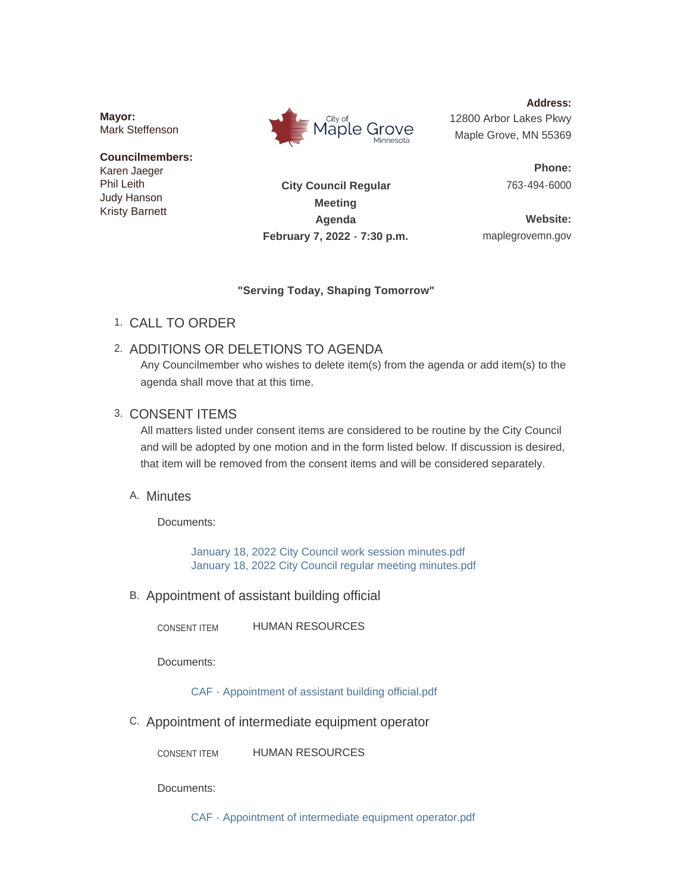**Mayor:**
Mark Steffenson

**Councilmembers:**
Karen Jaeger
Phil Leith
Judy Hanson
Kristy Barnett

City of Maple Grove Minnesota

**City Council Regular Meeting Agenda**
**February 7, 2022 - 7:30 p.m.**

**Address:**
12800 Arbor Lakes Pkwy
Maple Grove, MN 55369

**Phone:**
763-494-6000

**Website:**
maplegrovemn.gov

**"Serving Today, Shaping Tomorrow"**

1. CALL TO ORDER

2. ADDITIONS OR DELETIONS TO AGENDA

   Any Councilmember who wishes to delete item(s) from the agenda or add item(s) to the agenda shall move that at this time.

3. CONSENT ITEMS

   All matters listed under consent items are considered to be routine by the City Council and will be adopted by one motion and in the form listed below. If discussion is desired, that item will be removed from the consent items and will be considered separately.

   A. Minutes

      Documents:

      January 18, 2022 City Council work session minutes.pdf
      January 18, 2022 City Council regular meeting minutes.pdf

   B. Appointment of assistant building official

      CONSENT ITEM HUMAN RESOURCES

      Documents:

      CAF - Appointment of assistant building official.pdf

   C. Appointment of intermediate equipment operator

      CONSENT ITEM HUMAN RESOURCES

      Documents:

      CAF - Appointment of intermediate equipment operator.pdf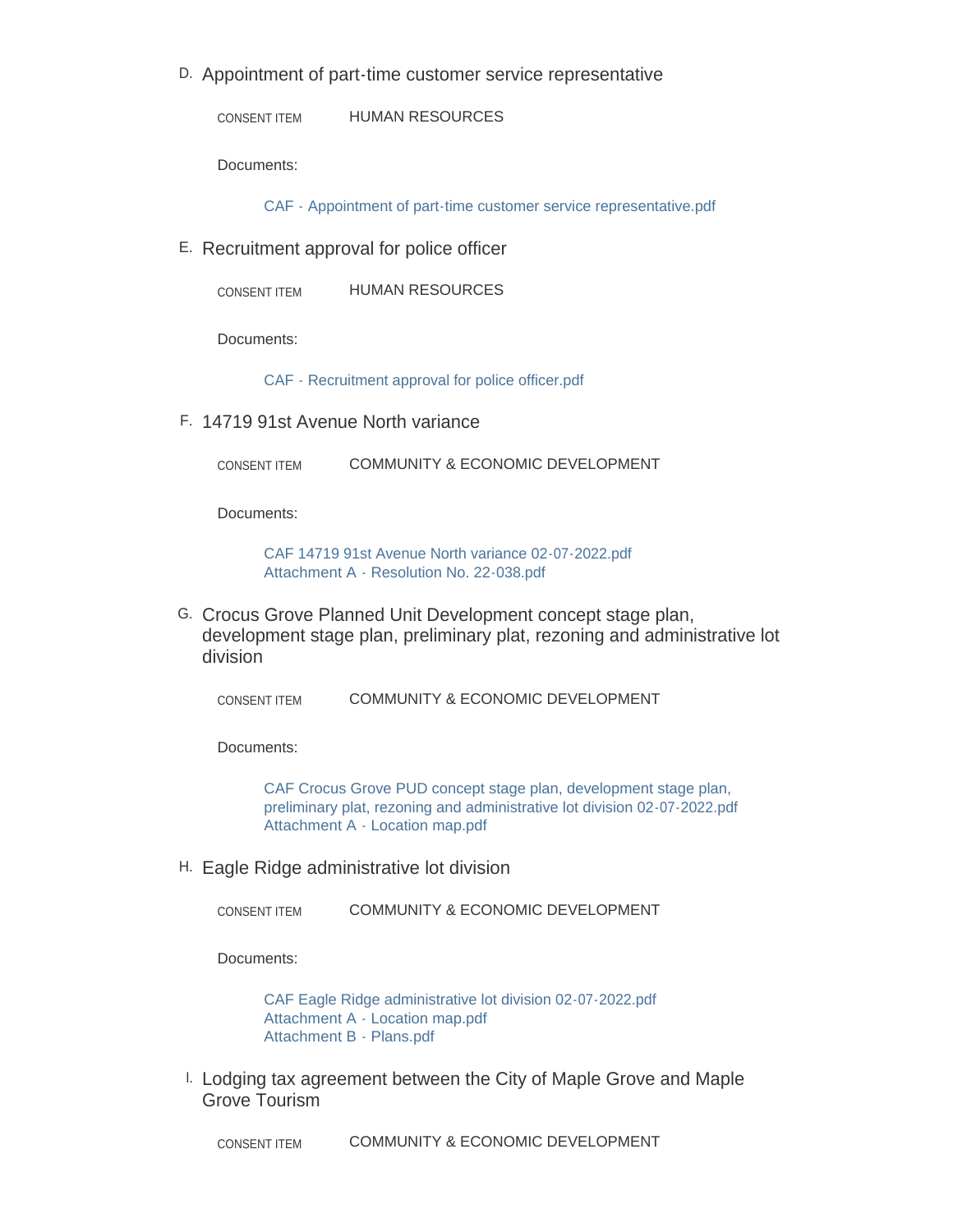D. Appointment of part-time customer service representative

CONSENT ITEM HUMAN RESOURCES

Documents:

CAF - Appointment of part-time customer service representative.pdf

E. Recruitment approval for police officer

CONSENT ITEM HUMAN RESOURCES

Documents:

CAF - Recruitment approval for police officer.pdf

F. 14719 91st Avenue North variance

CONSENT ITEM COMMUNITY & ECONOMIC DEVELOPMENT

Documents:

CAF 14719 91st Avenue North variance 02-07-2022.pdf
Attachment A - Resolution No. 22-038.pdf

G. Crocus Grove Planned Unit Development concept stage plan, development stage plan, preliminary plat, rezoning and administrative lot division

CONSENT ITEM COMMUNITY & ECONOMIC DEVELOPMENT

Documents:

CAF Crocus Grove PUD concept stage plan, development stage plan, preliminary plat, rezoning and administrative lot division 02-07-2022.pdf
Attachment A - Location map.pdf

H. Eagle Ridge administrative lot division

CONSENT ITEM COMMUNITY & ECONOMIC DEVELOPMENT

Documents:

CAF Eagle Ridge administrative lot division 02-07-2022.pdf
Attachment A - Location map.pdf
Attachment B - Plans.pdf

I. Lodging tax agreement between the City of Maple Grove and Maple Grove Tourism

CONSENT ITEM COMMUNITY & ECONOMIC DEVELOPMENT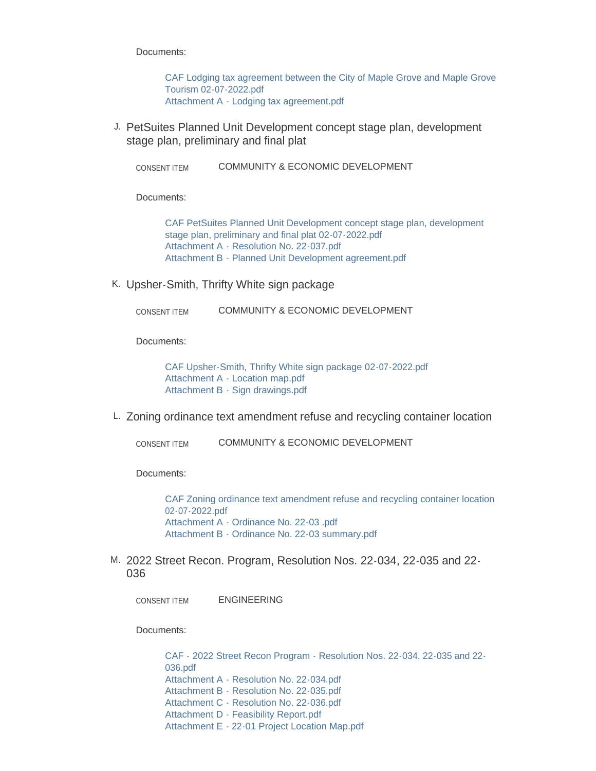Documents:

- CAF Lodging tax agreement between the City of Maple Grove and Maple Grove Tourism 02-07-2022.pdf
- Attachment A - Lodging tax agreement.pdf

J. PetSuites Planned Unit Development concept stage plan, development stage plan, preliminary and final plat

CONSENT ITEM COMMUNITY & ECONOMIC DEVELOPMENT

Documents:

- CAF PetSuites Planned Unit Development concept stage plan, development stage plan, preliminary and final plat 02-07-2022.pdf
- Attachment A - Resolution No. 22-037.pdf
- Attachment B - Planned Unit Development agreement.pdf

K. Upsher-Smith, Thrifty White sign package

CONSENT ITEM COMMUNITY & ECONOMIC DEVELOPMENT

Documents:

- CAF Upsher-Smith, Thrifty White sign package 02-07-2022.pdf
- Attachment A - Location map.pdf
- Attachment B - Sign drawings.pdf

L. Zoning ordinance text amendment refuse and recycling container location

CONSENT ITEM COMMUNITY & ECONOMIC DEVELOPMENT

Documents:

- CAF Zoning ordinance text amendment refuse and recycling container location 02-07-2022.pdf
- Attachment A - Ordinance No. 22-03 .pdf
- Attachment B - Ordinance No. 22-03 summary.pdf

M. 2022 Street Recon. Program, Resolution Nos. 22-034, 22-035 and 22-036

CONSENT ITEM ENGINEERING

Documents:

- CAF - 2022 Street Recon Program - Resolution Nos. 22-034, 22-035 and 22-036.pdf
- Attachment A - Resolution No. 22-034.pdf
- Attachment B - Resolution No. 22-035.pdf
- Attachment C - Resolution No. 22-036.pdf
- Attachment D - Feasibility Report.pdf
- Attachment E - 22-01 Project Location Map.pdf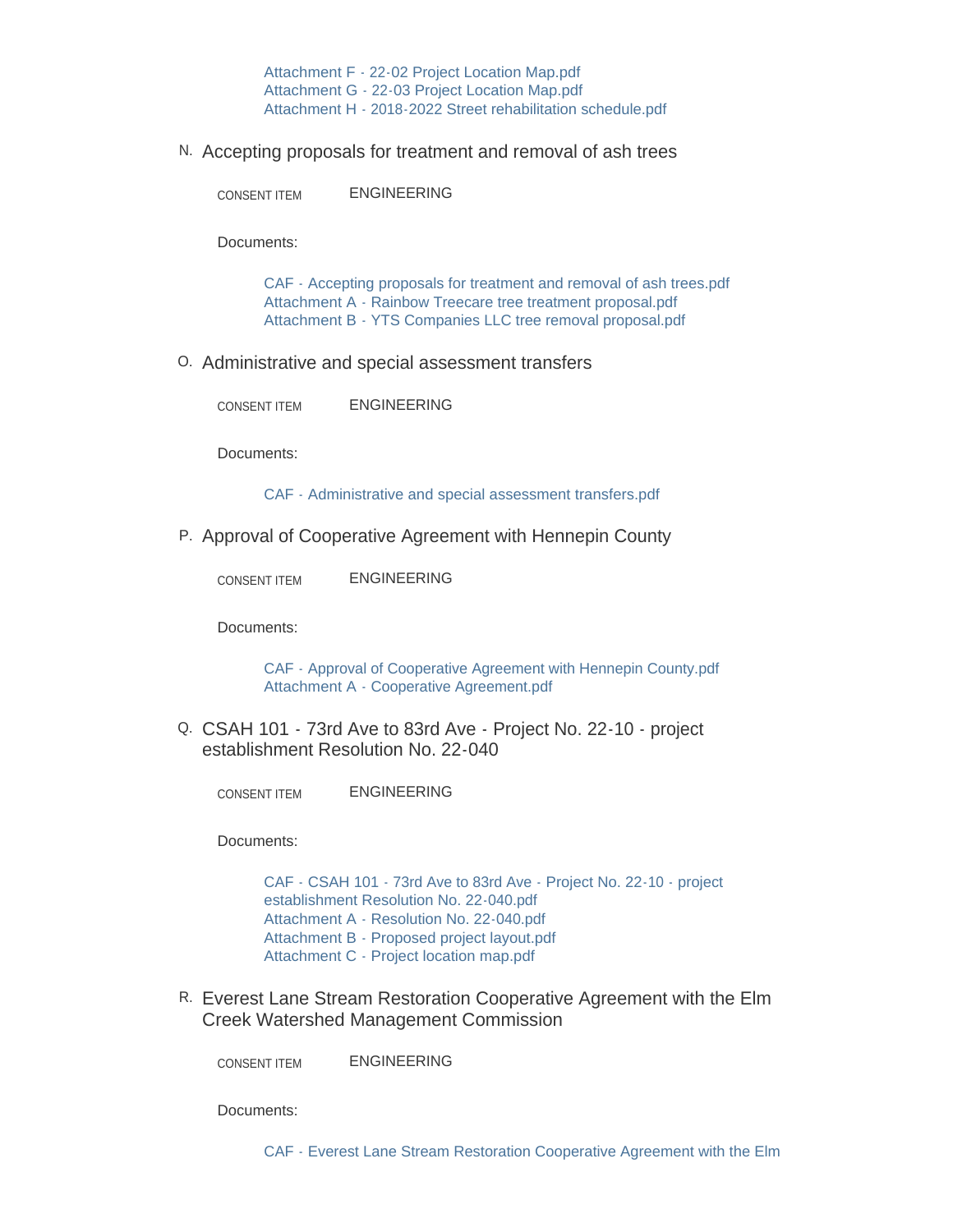Attachment F - 22-02 Project Location Map.pdf
Attachment G - 22-03 Project Location Map.pdf
Attachment H - 2018-2022 Street rehabilitation schedule.pdf

N. Accepting proposals for treatment and removal of ash trees

CONSENT ITEM ENGINEERING

Documents:

CAF - Accepting proposals for treatment and removal of ash trees.pdf
Attachment A - Rainbow Treecare tree treatment proposal.pdf
Attachment B - YTS Companies LLC tree removal proposal.pdf

O. Administrative and special assessment transfers

CONSENT ITEM ENGINEERING

Documents:

CAF - Administrative and special assessment transfers.pdf

P. Approval of Cooperative Agreement with Hennepin County

CONSENT ITEM ENGINEERING

Documents:

CAF - Approval of Cooperative Agreement with Hennepin County.pdf
Attachment A - Cooperative Agreement.pdf

Q. CSAH 101 - 73rd Ave to 83rd Ave - Project No. 22-10 - project establishment Resolution No. 22-040

CONSENT ITEM ENGINEERING

Documents:

CAF - CSAH 101 - 73rd Ave to 83rd Ave - Project No. 22-10 - project establishment Resolution No. 22-040.pdf
Attachment A - Resolution No. 22-040.pdf
Attachment B - Proposed project layout.pdf
Attachment C - Project location map.pdf

R. Everest Lane Stream Restoration Cooperative Agreement with the Elm Creek Watershed Management Commission

CONSENT ITEM ENGINEERING

Documents:

CAF - Everest Lane Stream Restoration Cooperative Agreement with the Elm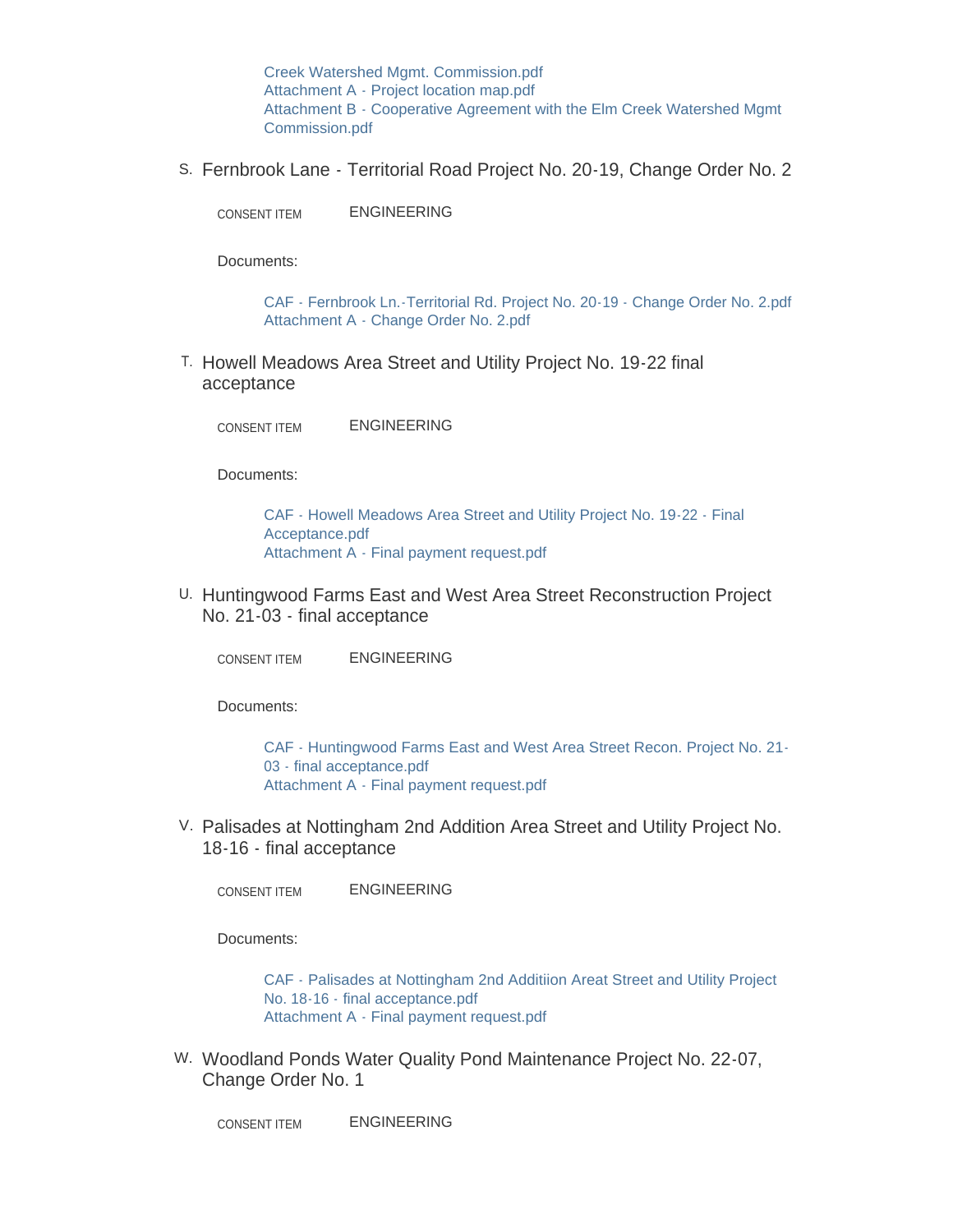Creek Watershed Mgmt. Commission.pdf
Attachment A - Project location map.pdf
Attachment B - Cooperative Agreement with the Elm Creek Watershed Mgmt Commission.pdf

S. Fernbrook Lane - Territorial Road Project No. 20-19, Change Order No. 2

CONSENT ITEM ENGINEERING

Documents:

CAF - Fernbrook Ln.-Territorial Rd. Project No. 20-19 - Change Order No. 2.pdf
Attachment A - Change Order No. 2.pdf

T. Howell Meadows Area Street and Utility Project No. 19-22 final acceptance

CONSENT ITEM ENGINEERING

Documents:

CAF - Howell Meadows Area Street and Utility Project No. 19-22 - Final Acceptance.pdf
Attachment A - Final payment request.pdf

U. Huntingwood Farms East and West Area Street Reconstruction Project No. 21-03 - final acceptance

CONSENT ITEM ENGINEERING

Documents:

CAF - Huntingwood Farms East and West Area Street Recon. Project No. 21-03 - final acceptance.pdf
Attachment A - Final payment request.pdf

V. Palisades at Nottingham 2nd Addition Area Street and Utility Project No. 18-16 - final acceptance

CONSENT ITEM ENGINEERING

Documents:

CAF - Palisades at Nottingham 2nd Additiion Areat Street and Utility Project No. 18-16 - final acceptance.pdf
Attachment A - Final payment request.pdf

W. Woodland Ponds Water Quality Pond Maintenance Project No. 22-07, Change Order No. 1

CONSENT ITEM ENGINEERING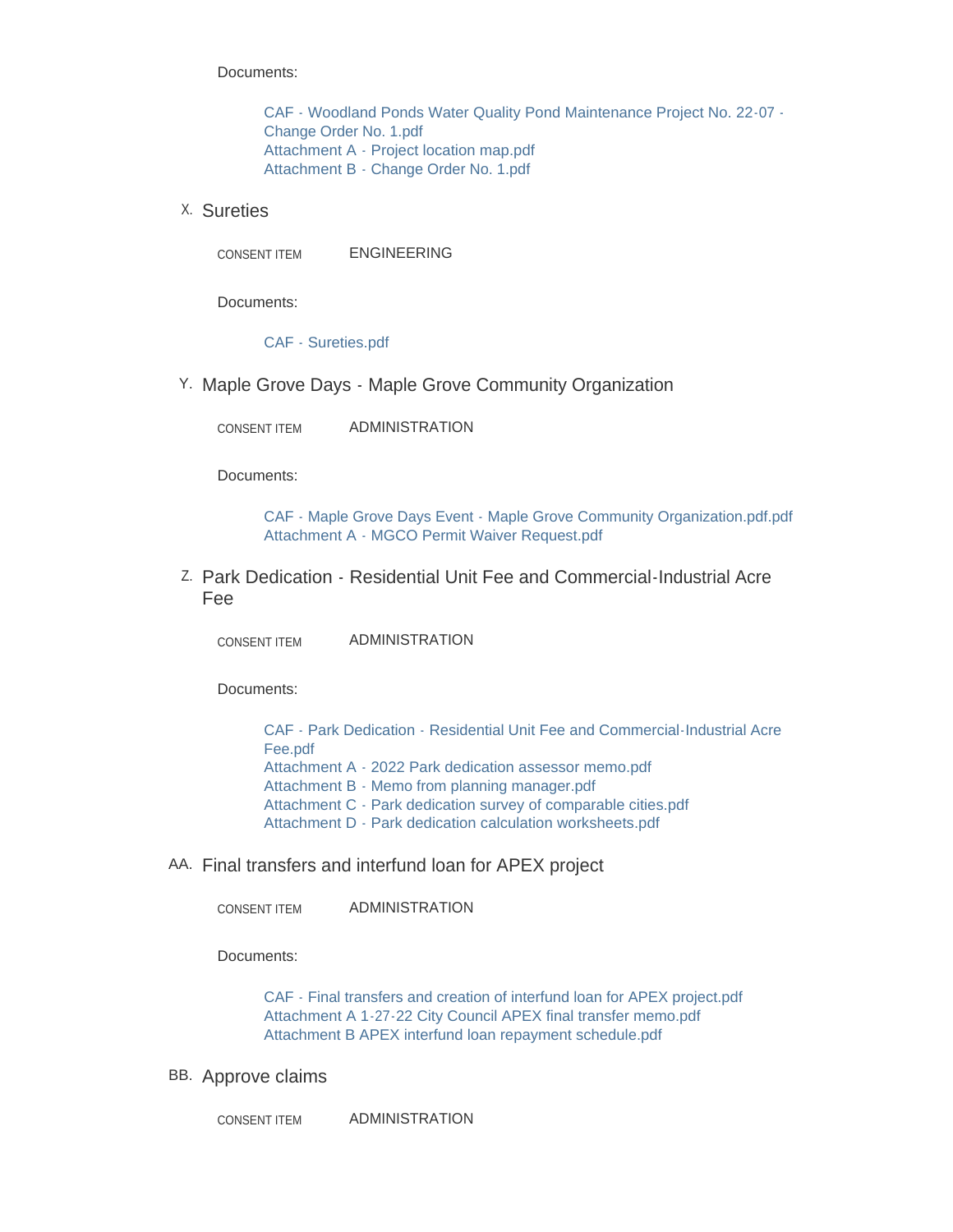Documents:

- CAF - Woodland Ponds Water Quality Pond Maintenance Project No. 22-07 - Change Order No. 1.pdf
- Attachment A - Project location map.pdf
- Attachment B - Change Order No. 1.pdf

X. Sureties

CONSENT ITEM ENGINEERING

Documents:

- CAF - Sureties.pdf

Y. Maple Grove Days - Maple Grove Community Organization

CONSENT ITEM ADMINISTRATION

Documents:

- CAF - Maple Grove Days Event - Maple Grove Community Organization.pdf.pdf
- Attachment A - MGCO Permit Waiver Request.pdf

Z. Park Dedication - Residential Unit Fee and Commercial-Industrial Acre Fee

CONSENT ITEM ADMINISTRATION

Documents:

- CAF - Park Dedication - Residential Unit Fee and Commercial-Industrial Acre Fee.pdf
- Attachment A - 2022 Park dedication assessor memo.pdf
- Attachment B - Memo from planning manager.pdf
- Attachment C - Park dedication survey of comparable cities.pdf
- Attachment D - Park dedication calculation worksheets.pdf

AA. Final transfers and interfund loan for APEX project

CONSENT ITEM ADMINISTRATION

Documents:

- CAF - Final transfers and creation of interfund loan for APEX project.pdf
- Attachment A 1-27-22 City Council APEX final transfer memo.pdf
- Attachment B APEX interfund loan repayment schedule.pdf

BB. Approve claims

CONSENT ITEM ADMINISTRATION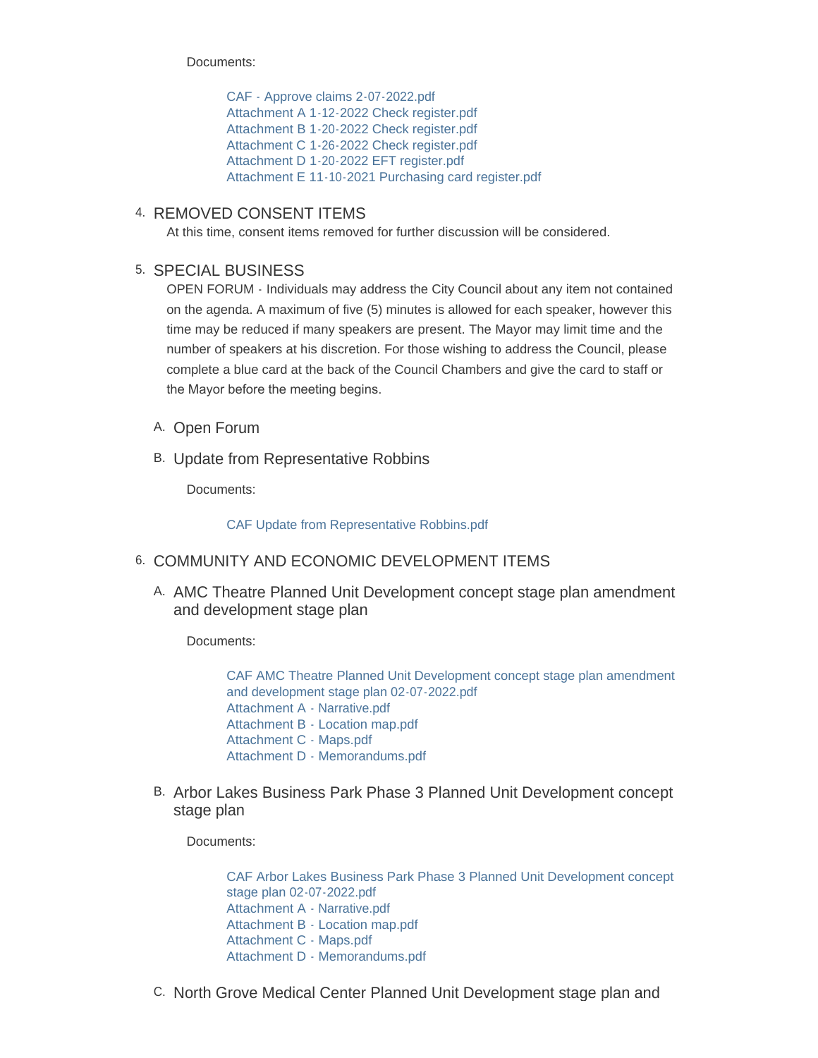Documents:

- CAF - Approve claims 2-07-2022.pdf
- Attachment A 1-12-2022 Check register.pdf
- Attachment B 1-20-2022 Check register.pdf
- Attachment C 1-26-2022 Check register.pdf
- Attachment D 1-20-2022 EFT register.pdf
- Attachment E 11-10-2021 Purchasing card register.pdf

## 4. REMOVED CONSENT ITEMS

At this time, consent items removed for further discussion will be considered.

## 5. SPECIAL BUSINESS

OPEN FORUM - Individuals may address the City Council about any item not contained on the agenda. A maximum of five (5) minutes is allowed for each speaker, however this time may be reduced if many speakers are present. The Mayor may limit time and the number of speakers at his discretion. For those wishing to address the Council, please complete a blue card at the back of the Council Chambers and give the card to staff or the Mayor before the meeting begins.

### A. Open Forum

### B. Update from Representative Robbins

Documents:

- CAF Update from Representative Robbins.pdf

## 6. COMMUNITY AND ECONOMIC DEVELOPMENT ITEMS

### A. AMC Theatre Planned Unit Development concept stage plan amendment and development stage plan

Documents:

- CAF AMC Theatre Planned Unit Development concept stage plan amendment and development stage plan 02-07-2022.pdf
- Attachment A - Narrative.pdf
- Attachment B - Location map.pdf
- Attachment C - Maps.pdf
- Attachment D - Memorandums.pdf

### B. Arbor Lakes Business Park Phase 3 Planned Unit Development concept stage plan

Documents:

- CAF Arbor Lakes Business Park Phase 3 Planned Unit Development concept stage plan 02-07-2022.pdf
- Attachment A - Narrative.pdf
- Attachment B - Location map.pdf
- Attachment C - Maps.pdf
- Attachment D - Memorandums.pdf

### C. North Grove Medical Center Planned Unit Development stage plan and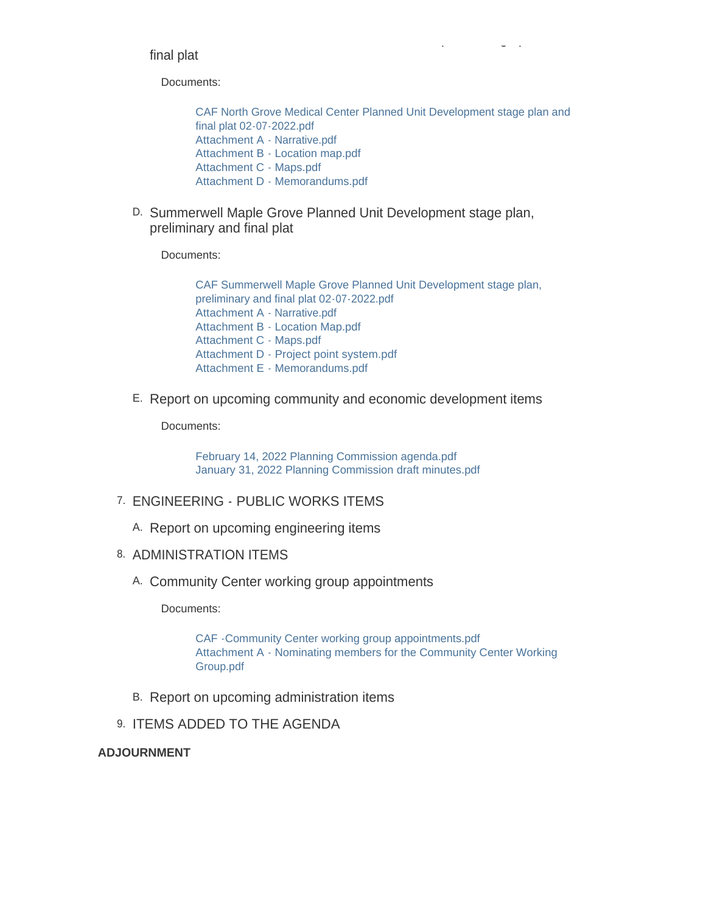final plat

Documents:

CAF North Grove Medical Center Planned Unit Development stage plan and final plat 02-07-2022.pdf
Attachment A - Narrative.pdf
Attachment B - Location map.pdf
Attachment C - Maps.pdf
Attachment D - Memorandums.pdf

D. Summerwell Maple Grove Planned Unit Development stage plan, preliminary and final plat

Documents:

CAF Summerwell Maple Grove Planned Unit Development stage plan, preliminary and final plat 02-07-2022.pdf
Attachment A - Narrative.pdf
Attachment B - Location Map.pdf
Attachment C - Maps.pdf
Attachment D - Project point system.pdf
Attachment E - Memorandums.pdf

E. Report on upcoming community and economic development items

Documents:

February 14, 2022 Planning Commission agenda.pdf
January 31, 2022 Planning Commission draft minutes.pdf

7. ENGINEERING - PUBLIC WORKS ITEMS

A. Report on upcoming engineering items

8. ADMINISTRATION ITEMS

A. Community Center working group appointments

Documents:

CAF -Community Center working group appointments.pdf
Attachment A - Nominating members for the Community Center Working Group.pdf

B. Report on upcoming administration items

9. ITEMS ADDED TO THE AGENDA

**ADJOURNMENT**